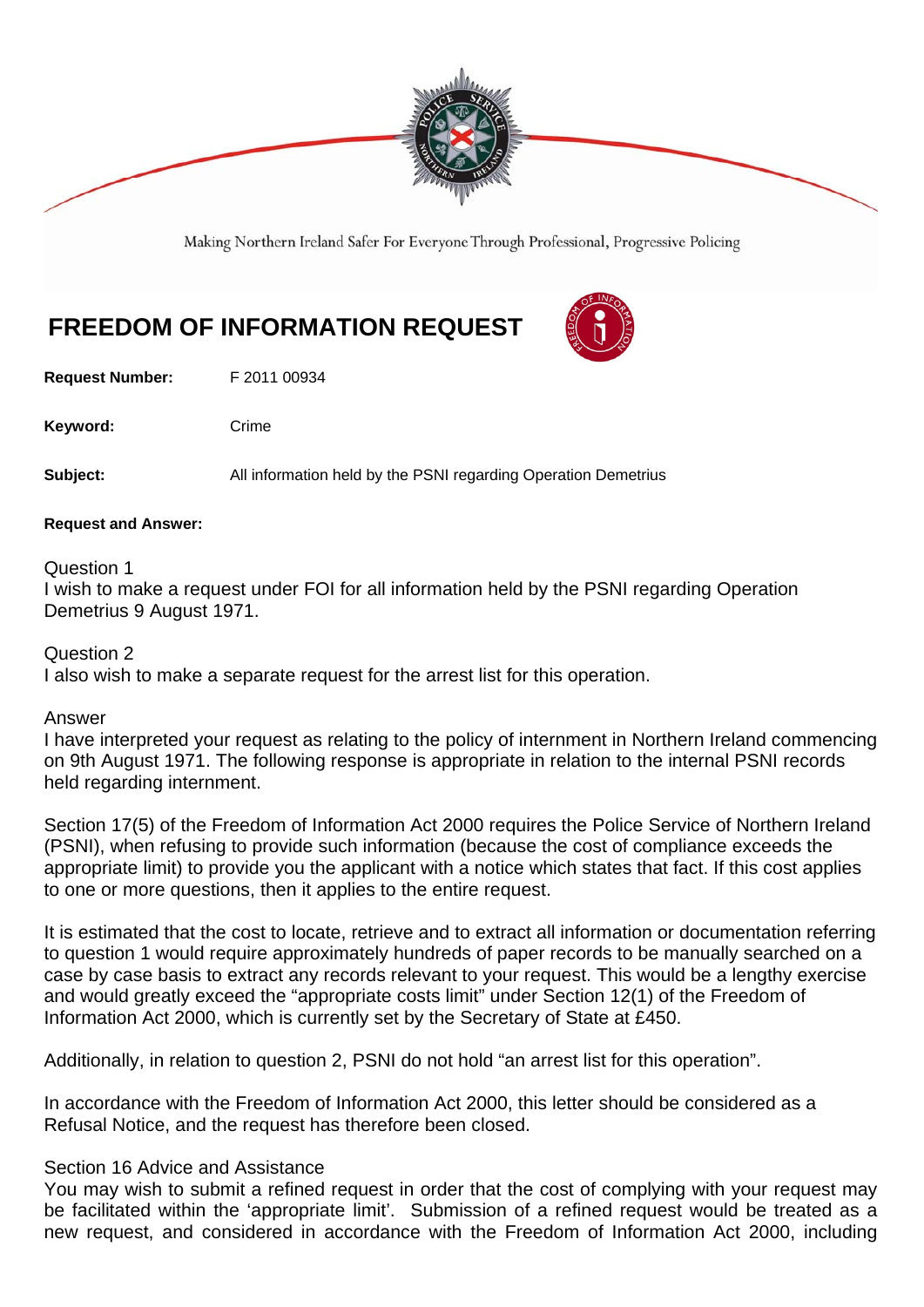Making Northern Ireland Safer For Everyone Through Professional, Progressive Policing

# FREEDOM OF INFORMATION REQUEST

**Request Number:** F 2011 00934

**Keyword:** Crime

**Subject:** All information held by the PSNI regarding Operation Demetrius

**Request and Answer:**

Question 1
I wish to make a request under FOI for all information held by the PSNI regarding Operation Demetrius 9 August 1971.

Question 2
I also wish to make a separate request for the arrest list for this operation.

Answer
I have interpreted your request as relating to the policy of internment in Northern Ireland commencing on 9th August 1971. The following response is appropriate in relation to the internal PSNI records held regarding internment.

Section 17(5) of the Freedom of Information Act 2000 requires the Police Service of Northern Ireland (PSNI), when refusing to provide such information (because the cost of compliance exceeds the appropriate limit) to provide you the applicant with a notice which states that fact. If this cost applies to one or more questions, then it applies to the entire request.

It is estimated that the cost to locate, retrieve and to extract all information or documentation referring to question 1 would require approximately hundreds of paper records to be manually searched on a case by case basis to extract any records relevant to your request. This would be a lengthy exercise and would greatly exceed the "appropriate costs limit" under Section 12(1) of the Freedom of Information Act 2000, which is currently set by the Secretary of State at £450.

Additionally, in relation to question 2, PSNI do not hold "an arrest list for this operation".

In accordance with the Freedom of Information Act 2000, this letter should be considered as a Refusal Notice, and the request has therefore been closed.

Section 16 Advice and Assistance
You may wish to submit a refined request in order that the cost of complying with your request may be facilitated within the 'appropriate limit'. Submission of a refined request would be treated as a new request, and considered in accordance with the Freedom of Information Act 2000, including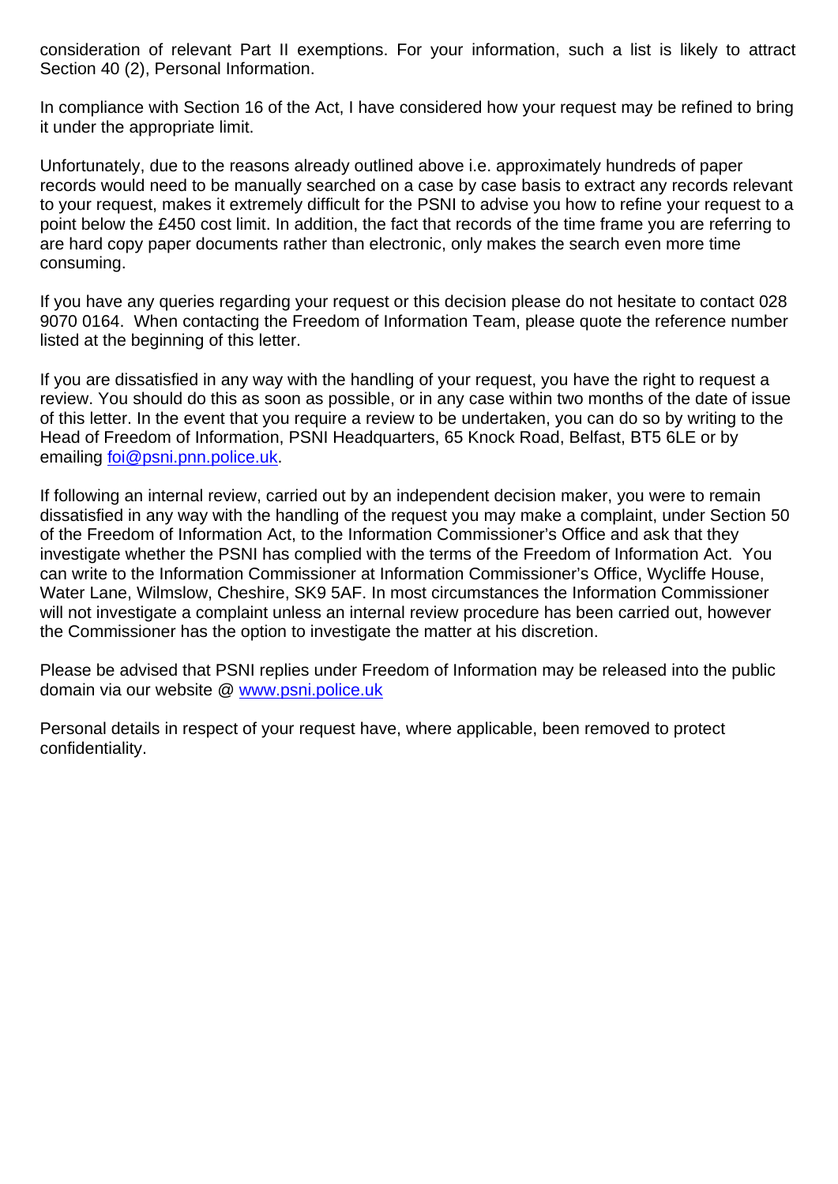consideration of relevant Part II exemptions. For your information, such a list is likely to attract Section 40 (2), Personal Information.

In compliance with Section 16 of the Act, I have considered how your request may be refined to bring it under the appropriate limit.

Unfortunately, due to the reasons already outlined above i.e. approximately hundreds of paper records would need to be manually searched on a case by case basis to extract any records relevant to your request, makes it extremely difficult for the PSNI to advise you how to refine your request to a point below the £450 cost limit. In addition, the fact that records of the time frame you are referring to are hard copy paper documents rather than electronic, only makes the search even more time consuming.

If you have any queries regarding your request or this decision please do not hesitate to contact 028 9070 0164. When contacting the Freedom of Information Team, please quote the reference number listed at the beginning of this letter.

If you are dissatisfied in any way with the handling of your request, you have the right to request a review. You should do this as soon as possible, or in any case within two months of the date of issue of this letter. In the event that you require a review to be undertaken, you can do so by writing to the Head of Freedom of Information, PSNI Headquarters, 65 Knock Road, Belfast, BT5 6LE or by emailing foi@psni.pnn.police.uk.

If following an internal review, carried out by an independent decision maker, you were to remain dissatisfied in any way with the handling of the request you may make a complaint, under Section 50 of the Freedom of Information Act, to the Information Commissioner's Office and ask that they investigate whether the PSNI has complied with the terms of the Freedom of Information Act. You can write to the Information Commissioner at Information Commissioner's Office, Wycliffe House, Water Lane, Wilmslow, Cheshire, SK9 5AF. In most circumstances the Information Commissioner will not investigate a complaint unless an internal review procedure has been carried out, however the Commissioner has the option to investigate the matter at his discretion.

Please be advised that PSNI replies under Freedom of Information may be released into the public domain via our website @ www.psni.police.uk

Personal details in respect of your request have, where applicable, been removed to protect confidentiality.